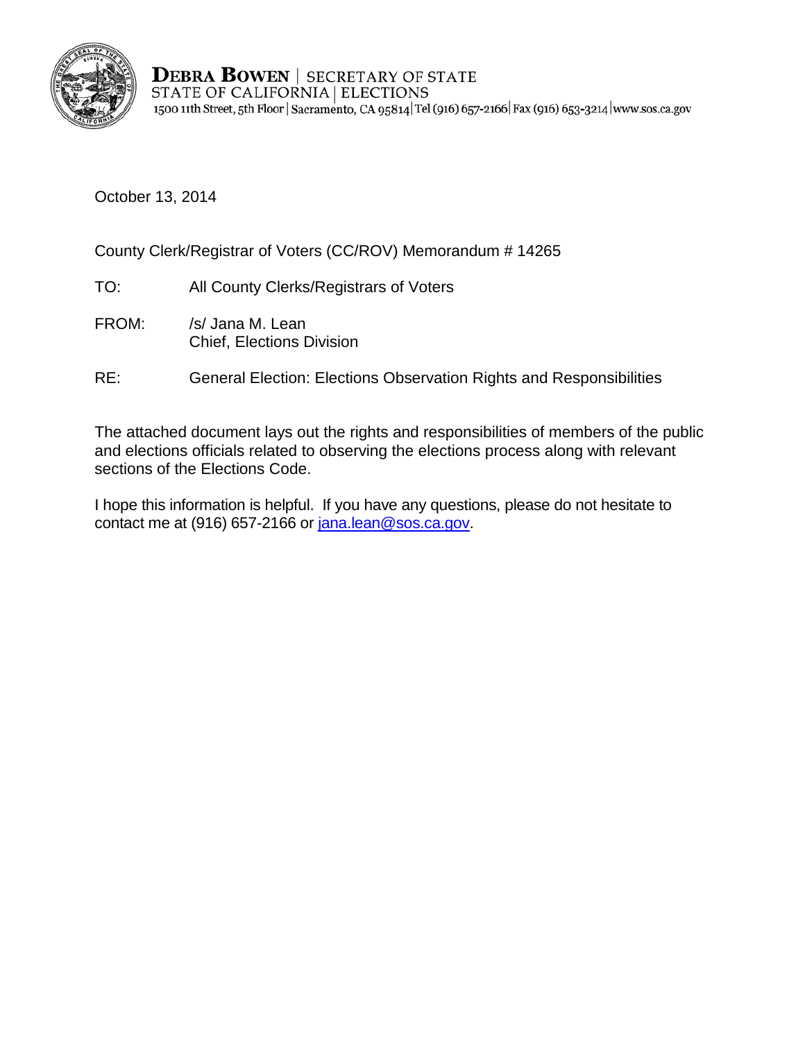**DEBRA BOWEN** | SECRETARY OF STATE
STATE OF CALIFORNIA | ELECTIONS
1500 11th Street, 5th Floor | Sacramento, CA 95814 | Tel (916) 657-2166 | Fax (916) 653-3214 | www.sos.ca.gov

October 13, 2014

County Clerk/Registrar of Voters (CC/ROV) Memorandum # 14265

TO: All County Clerks/Registrars of Voters

FROM: /s/ Jana M. Lean
Chief, Elections Division

RE: General Election: Elections Observation Rights and Responsibilities

The attached document lays out the rights and responsibilities of members of the public and elections officials related to observing the elections process along with relevant sections of the Elections Code.

I hope this information is helpful. If you have any questions, please do not hesitate to contact me at (916) 657-2166 or jana.lean@sos.ca.gov.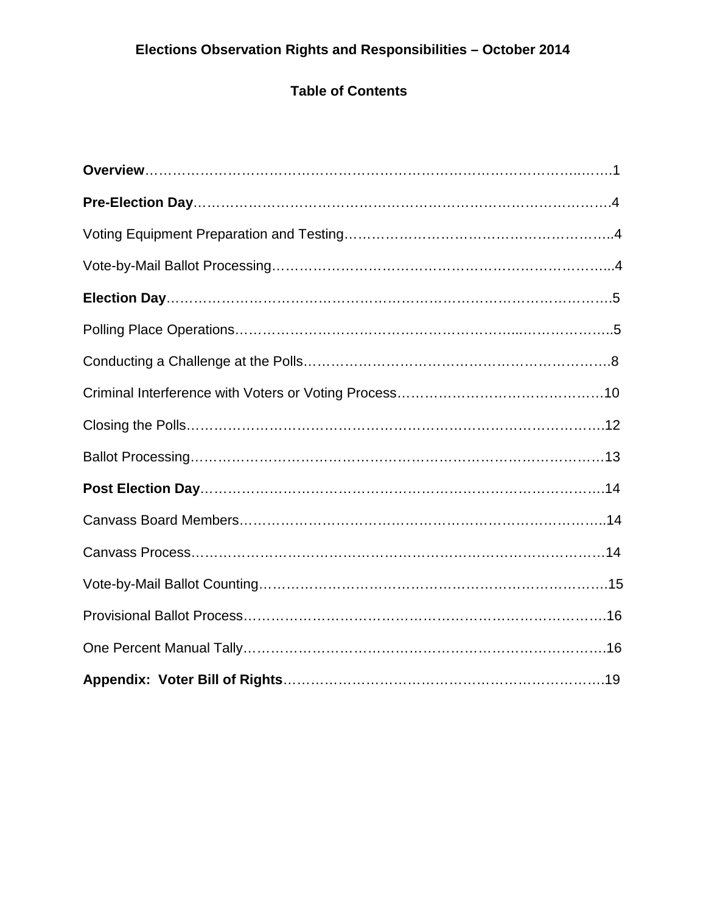# Elections Observation Rights and Responsibilities – October 2014

## Table of Contents

**Overview**……………………………………………………………………………………1

**Pre-Election Day**……………………………………………………………………………4

Voting Equipment Preparation and Testing…………………………………………………4

Vote-by-Mail Ballot Processing………………………………………………………………4

**Election Day**…………………………………………………………………………………5

Polling Place Operations………………………………………………………………………5

Conducting a Challenge at the Polls…………………………………………………………8

Criminal Interference with Voters or Voting Process………………………………………10

Closing the Polls………………………………………………………………………………12

Ballot Processing………………………………………………………………………………13

**Post Election Day**……………………………………………………………………………14

Canvass Board Members………………………………………………………………………14

Canvass Process………………………………………………………………………………14

Vote-by-Mail Ballot Counting…………………………………………………………………15

Provisional Ballot Process………………………………………………………………………16

One Percent Manual Tally………………………………………………………………………16

**Appendix: Voter Bill of Rights**………………………………………………………………19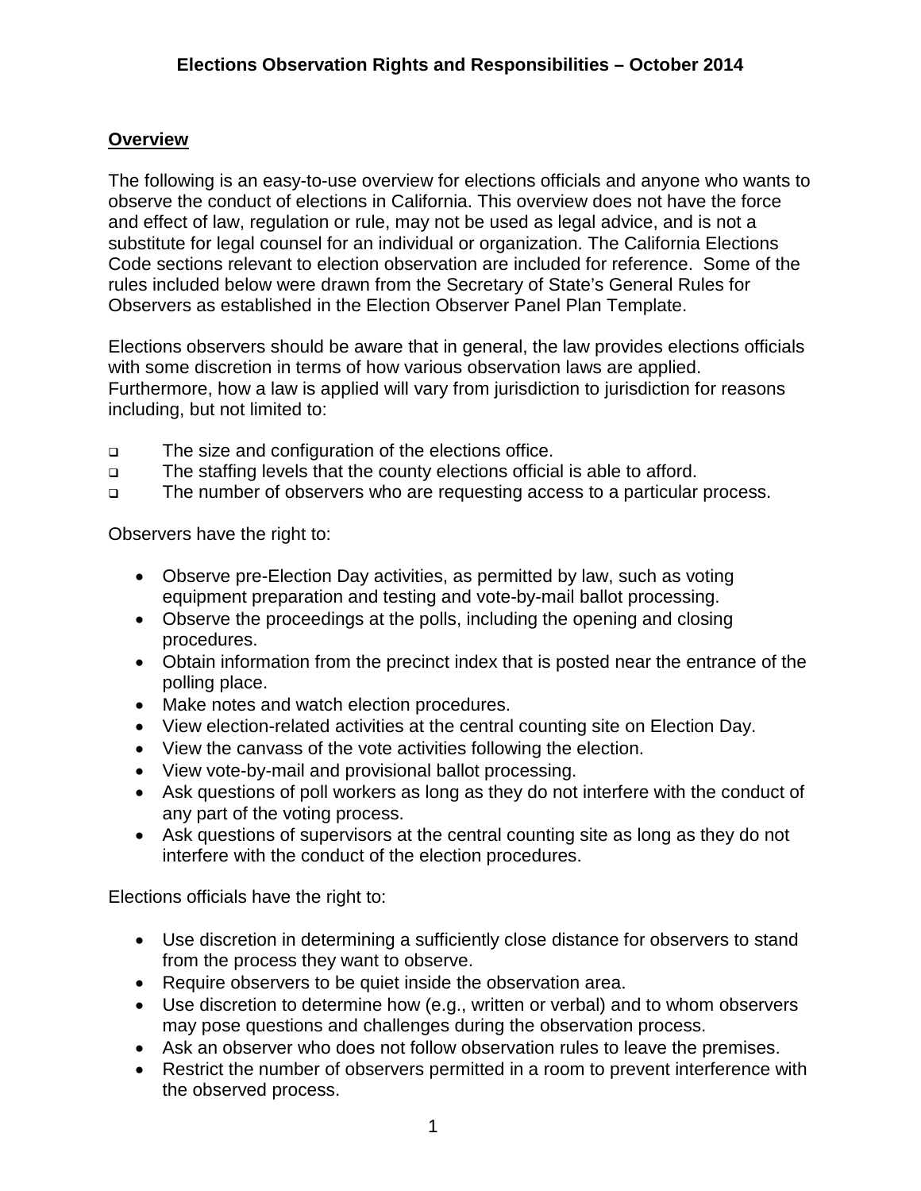# Elections Observation Rights and Responsibilities – October 2014

## Overview

The following is an easy-to-use overview for elections officials and anyone who wants to observe the conduct of elections in California. This overview does not have the force and effect of law, regulation or rule, may not be used as legal advice, and is not a substitute for legal counsel for an individual or organization. The California Elections Code sections relevant to election observation are included for reference. Some of the rules included below were drawn from the Secretary of State's General Rules for Observers as established in the Election Observer Panel Plan Template.

Elections observers should be aware that in general, the law provides elections officials with some discretion in terms of how various observation laws are applied. Furthermore, how a law is applied will vary from jurisdiction to jurisdiction for reasons including, but not limited to:

- The size and configuration of the elections office.
- The staffing levels that the county elections official is able to afford.
- The number of observers who are requesting access to a particular process.

Observers have the right to:

- Observe pre-Election Day activities, as permitted by law, such as voting equipment preparation and testing and vote-by-mail ballot processing.
- Observe the proceedings at the polls, including the opening and closing procedures.
- Obtain information from the precinct index that is posted near the entrance of the polling place.
- Make notes and watch election procedures.
- View election-related activities at the central counting site on Election Day.
- View the canvass of the vote activities following the election.
- View vote-by-mail and provisional ballot processing.
- Ask questions of poll workers as long as they do not interfere with the conduct of any part of the voting process.
- Ask questions of supervisors at the central counting site as long as they do not interfere with the conduct of the election procedures.

Elections officials have the right to:

- Use discretion in determining a sufficiently close distance for observers to stand from the process they want to observe.
- Require observers to be quiet inside the observation area.
- Use discretion to determine how (e.g., written or verbal) and to whom observers may pose questions and challenges during the observation process.
- Ask an observer who does not follow observation rules to leave the premises.
- Restrict the number of observers permitted in a room to prevent interference with the observed process.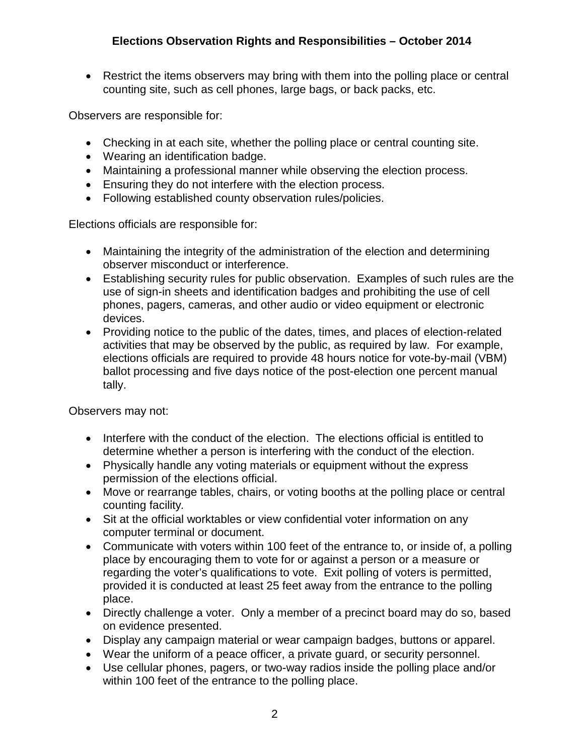- Restrict the items observers may bring with them into the polling place or central counting site, such as cell phones, large bags, or back packs, etc.

Observers are responsible for:

- Checking in at each site, whether the polling place or central counting site.
- Wearing an identification badge.
- Maintaining a professional manner while observing the election process.
- Ensuring they do not interfere with the election process.
- Following established county observation rules/policies.

Elections officials are responsible for:

- Maintaining the integrity of the administration of the election and determining observer misconduct or interference.
- Establishing security rules for public observation. Examples of such rules are the use of sign-in sheets and identification badges and prohibiting the use of cell phones, pagers, cameras, and other audio or video equipment or electronic devices.
- Providing notice to the public of the dates, times, and places of election-related activities that may be observed by the public, as required by law. For example, elections officials are required to provide 48 hours notice for vote-by-mail (VBM) ballot processing and five days notice of the post-election one percent manual tally.

Observers may not:

- Interfere with the conduct of the election. The elections official is entitled to determine whether a person is interfering with the conduct of the election.
- Physically handle any voting materials or equipment without the express permission of the elections official.
- Move or rearrange tables, chairs, or voting booths at the polling place or central counting facility.
- Sit at the official worktables or view confidential voter information on any computer terminal or document.
- Communicate with voters within 100 feet of the entrance to, or inside of, a polling place by encouraging them to vote for or against a person or a measure or regarding the voter's qualifications to vote. Exit polling of voters is permitted, provided it is conducted at least 25 feet away from the entrance to the polling place.
- Directly challenge a voter. Only a member of a precinct board may do so, based on evidence presented.
- Display any campaign material or wear campaign badges, buttons or apparel.
- Wear the uniform of a peace officer, a private guard, or security personnel.
- Use cellular phones, pagers, or two-way radios inside the polling place and/or within 100 feet of the entrance to the polling place.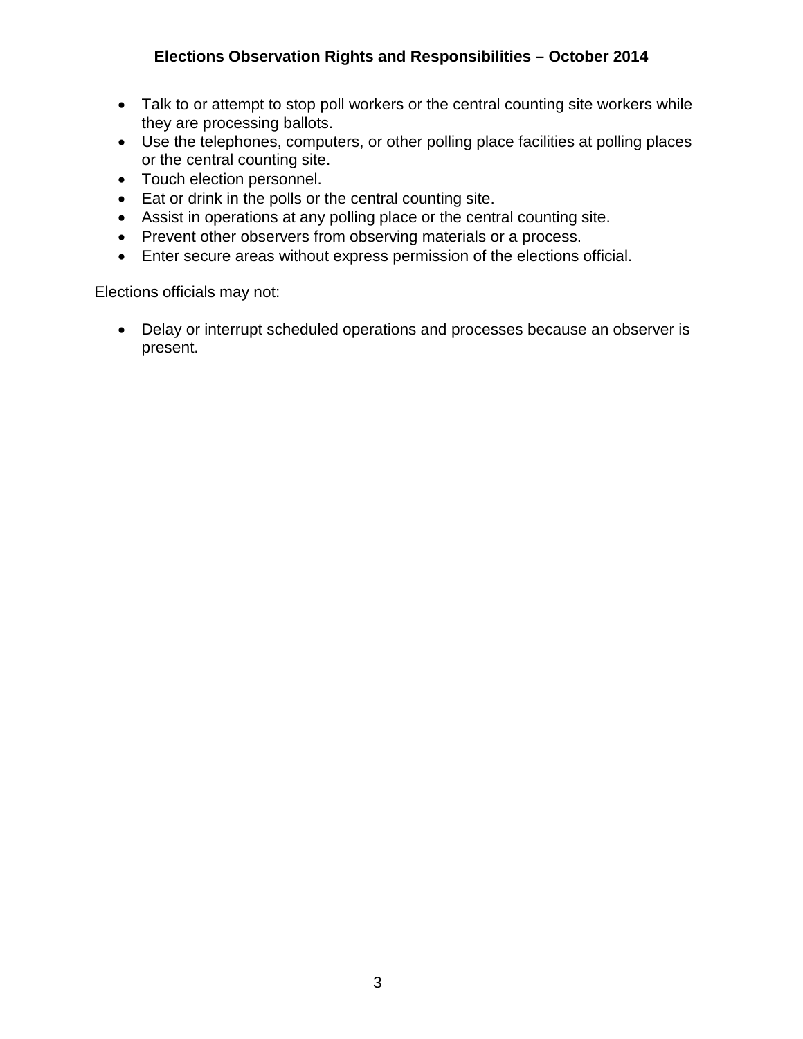- Talk to or attempt to stop poll workers or the central counting site workers while they are processing ballots.
- Use the telephones, computers, or other polling place facilities at polling places or the central counting site.
- Touch election personnel.
- Eat or drink in the polls or the central counting site.
- Assist in operations at any polling place or the central counting site.
- Prevent other observers from observing materials or a process.
- Enter secure areas without express permission of the elections official.

Elections officials may not:

- Delay or interrupt scheduled operations and processes because an observer is present.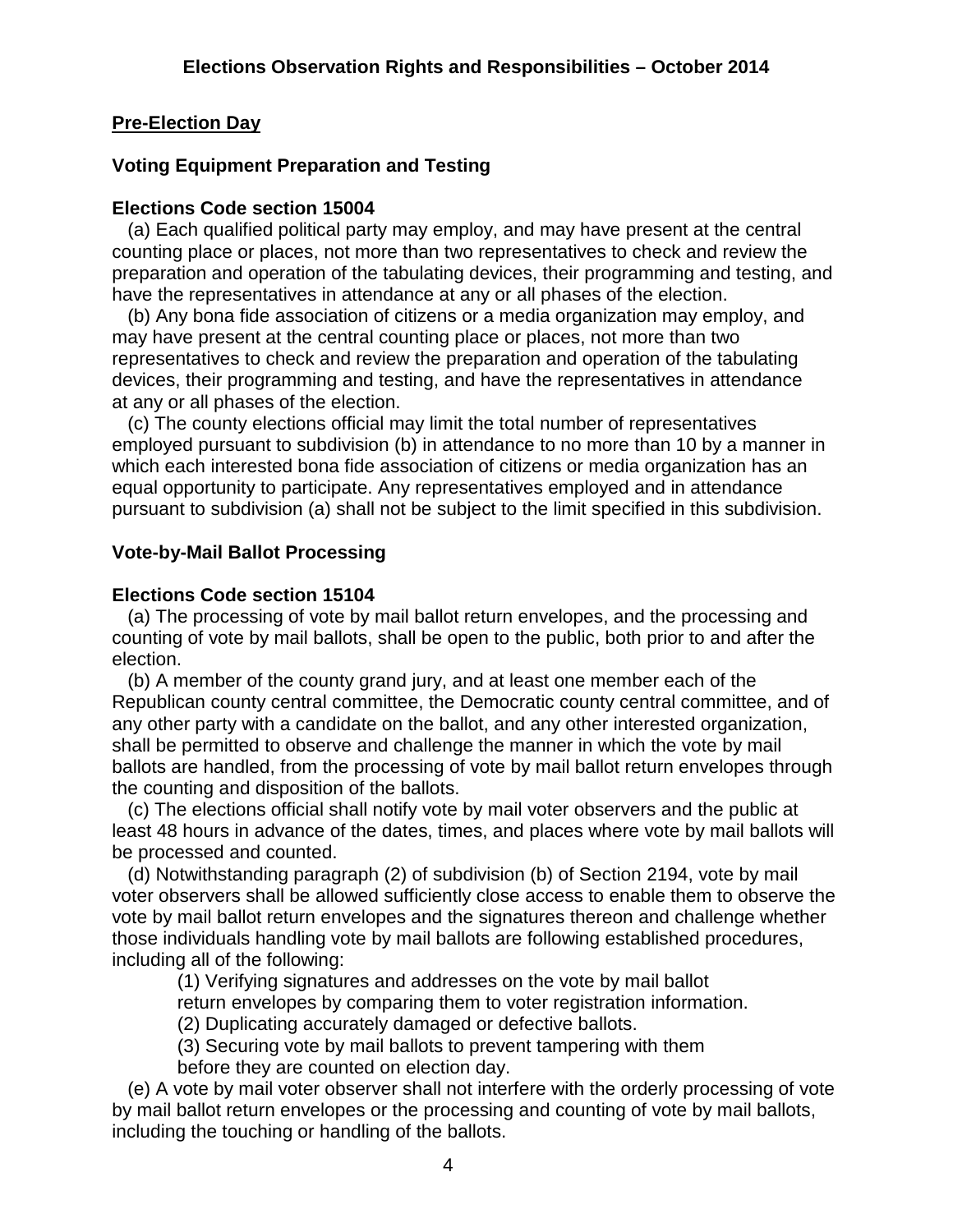## Pre-Election Day

### Voting Equipment Preparation and Testing

**Elections Code section 15004**

(a) Each qualified political party may employ, and may have present at the central counting place or places, not more than two representatives to check and review the preparation and operation of the tabulating devices, their programming and testing, and have the representatives in attendance at any or all phases of the election.

(b) Any bona fide association of citizens or a media organization may employ, and may have present at the central counting place or places, not more than two representatives to check and review the preparation and operation of the tabulating devices, their programming and testing, and have the representatives in attendance at any or all phases of the election.

(c) The county elections official may limit the total number of representatives employed pursuant to subdivision (b) in attendance to no more than 10 by a manner in which each interested bona fide association of citizens or media organization has an equal opportunity to participate. Any representatives employed and in attendance pursuant to subdivision (a) shall not be subject to the limit specified in this subdivision.

### Vote-by-Mail Ballot Processing

**Elections Code section 15104**

(a) The processing of vote by mail ballot return envelopes, and the processing and counting of vote by mail ballots, shall be open to the public, both prior to and after the election.

(b) A member of the county grand jury, and at least one member each of the Republican county central committee, the Democratic county central committee, and of any other party with a candidate on the ballot, and any other interested organization, shall be permitted to observe and challenge the manner in which the vote by mail ballots are handled, from the processing of vote by mail ballot return envelopes through the counting and disposition of the ballots.

(c) The elections official shall notify vote by mail voter observers and the public at least 48 hours in advance of the dates, times, and places where vote by mail ballots will be processed and counted.

(d) Notwithstanding paragraph (2) of subdivision (b) of Section 2194, vote by mail voter observers shall be allowed sufficiently close access to enable them to observe the vote by mail ballot return envelopes and the signatures thereon and challenge whether those individuals handling vote by mail ballots are following established procedures, including all of the following:

(1) Verifying signatures and addresses on the vote by mail ballot return envelopes by comparing them to voter registration information.

(2) Duplicating accurately damaged or defective ballots.

(3) Securing vote by mail ballots to prevent tampering with them before they are counted on election day.

(e) A vote by mail voter observer shall not interfere with the orderly processing of vote by mail ballot return envelopes or the processing and counting of vote by mail ballots, including the touching or handling of the ballots.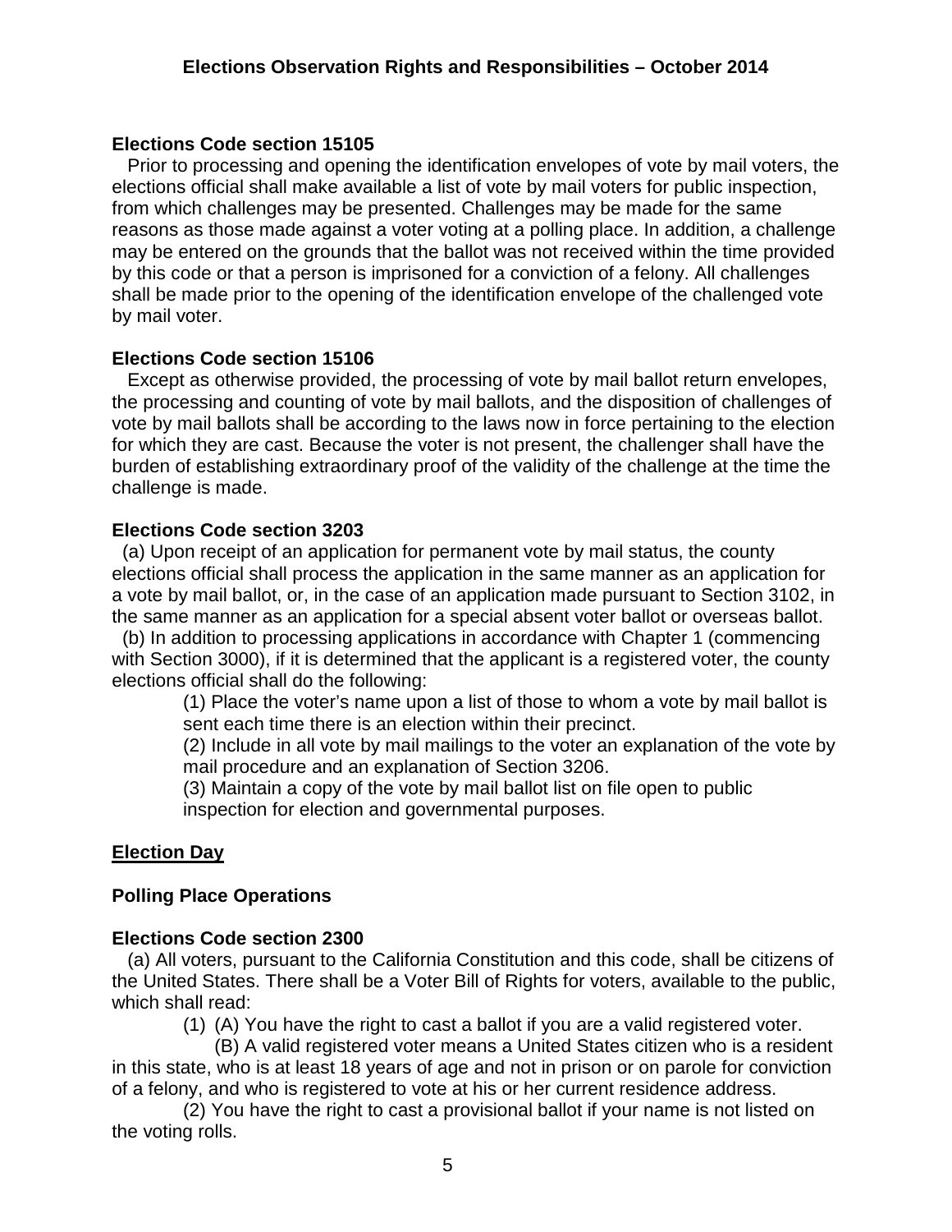**Elections Code section 15105**

Prior to processing and opening the identification envelopes of vote by mail voters, the elections official shall make available a list of vote by mail voters for public inspection, from which challenges may be presented. Challenges may be made for the same reasons as those made against a voter voting at a polling place. In addition, a challenge may be entered on the grounds that the ballot was not received within the time provided by this code or that a person is imprisoned for a conviction of a felony. All challenges shall be made prior to the opening of the identification envelope of the challenged vote by mail voter.

**Elections Code section 15106**

Except as otherwise provided, the processing of vote by mail ballot return envelopes, the processing and counting of vote by mail ballots, and the disposition of challenges of vote by mail ballots shall be according to the laws now in force pertaining to the election for which they are cast. Because the voter is not present, the challenger shall have the burden of establishing extraordinary proof of the validity of the challenge at the time the challenge is made.

**Elections Code section 3203**

(a) Upon receipt of an application for permanent vote by mail status, the county elections official shall process the application in the same manner as an application for a vote by mail ballot, or, in the case of an application made pursuant to Section 3102, in the same manner as an application for a special absent voter ballot or overseas ballot.

(b) In addition to processing applications in accordance with Chapter 1 (commencing with Section 3000), if it is determined that the applicant is a registered voter, the county elections official shall do the following:

(1) Place the voter's name upon a list of those to whom a vote by mail ballot is sent each time there is an election within their precinct.

(2) Include in all vote by mail mailings to the voter an explanation of the vote by mail procedure and an explanation of Section 3206.

(3) Maintain a copy of the vote by mail ballot list on file open to public inspection for election and governmental purposes.

## Election Day

### Polling Place Operations

**Elections Code section 2300**

(a) All voters, pursuant to the California Constitution and this code, shall be citizens of the United States. There shall be a Voter Bill of Rights for voters, available to the public, which shall read:

(1) (A) You have the right to cast a ballot if you are a valid registered voter.

(B) A valid registered voter means a United States citizen who is a resident in this state, who is at least 18 years of age and not in prison or on parole for conviction of a felony, and who is registered to vote at his or her current residence address.

(2) You have the right to cast a provisional ballot if your name is not listed on the voting rolls.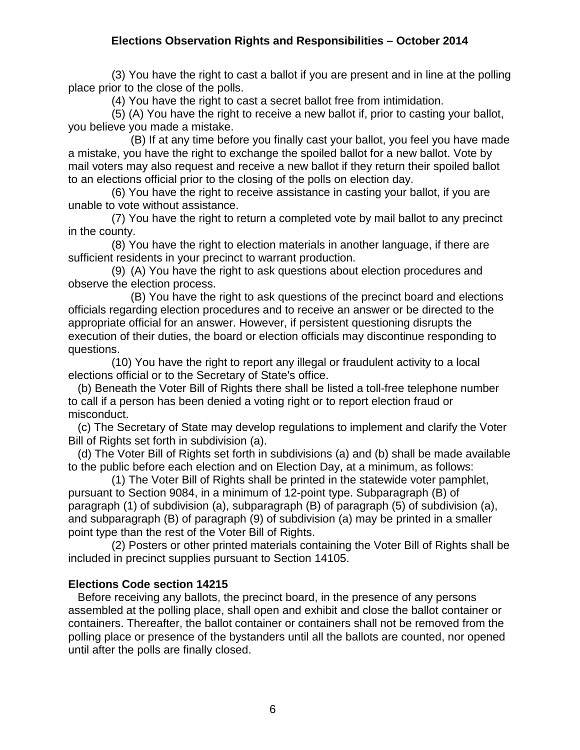(3) You have the right to cast a ballot if you are present and in line at the polling place prior to the close of the polls.

(4) You have the right to cast a secret ballot free from intimidation.

(5) (A) You have the right to receive a new ballot if, prior to casting your ballot, you believe you made a mistake.

(B) If at any time before you finally cast your ballot, you feel you have made a mistake, you have the right to exchange the spoiled ballot for a new ballot. Vote by mail voters may also request and receive a new ballot if they return their spoiled ballot to an elections official prior to the closing of the polls on election day.

(6) You have the right to receive assistance in casting your ballot, if you are unable to vote without assistance.

(7) You have the right to return a completed vote by mail ballot to any precinct in the county.

(8) You have the right to election materials in another language, if there are sufficient residents in your precinct to warrant production.

(9) (A) You have the right to ask questions about election procedures and observe the election process.

(B) You have the right to ask questions of the precinct board and elections officials regarding election procedures and to receive an answer or be directed to the appropriate official for an answer. However, if persistent questioning disrupts the execution of their duties, the board or election officials may discontinue responding to questions.

(10) You have the right to report any illegal or fraudulent activity to a local elections official or to the Secretary of State's office.

(b) Beneath the Voter Bill of Rights there shall be listed a toll-free telephone number to call if a person has been denied a voting right or to report election fraud or misconduct.

(c) The Secretary of State may develop regulations to implement and clarify the Voter Bill of Rights set forth in subdivision (a).

(d) The Voter Bill of Rights set forth in subdivisions (a) and (b) shall be made available to the public before each election and on Election Day, at a minimum, as follows:

(1) The Voter Bill of Rights shall be printed in the statewide voter pamphlet, pursuant to Section 9084, in a minimum of 12-point type. Subparagraph (B) of paragraph (1) of subdivision (a), subparagraph (B) of paragraph (5) of subdivision (a), and subparagraph (B) of paragraph (9) of subdivision (a) may be printed in a smaller point type than the rest of the Voter Bill of Rights.

(2) Posters or other printed materials containing the Voter Bill of Rights shall be included in precinct supplies pursuant to Section 14105.

### Elections Code section 14215

Before receiving any ballots, the precinct board, in the presence of any persons assembled at the polling place, shall open and exhibit and close the ballot container or containers. Thereafter, the ballot container or containers shall not be removed from the polling place or presence of the bystanders until all the ballots are counted, nor opened until after the polls are finally closed.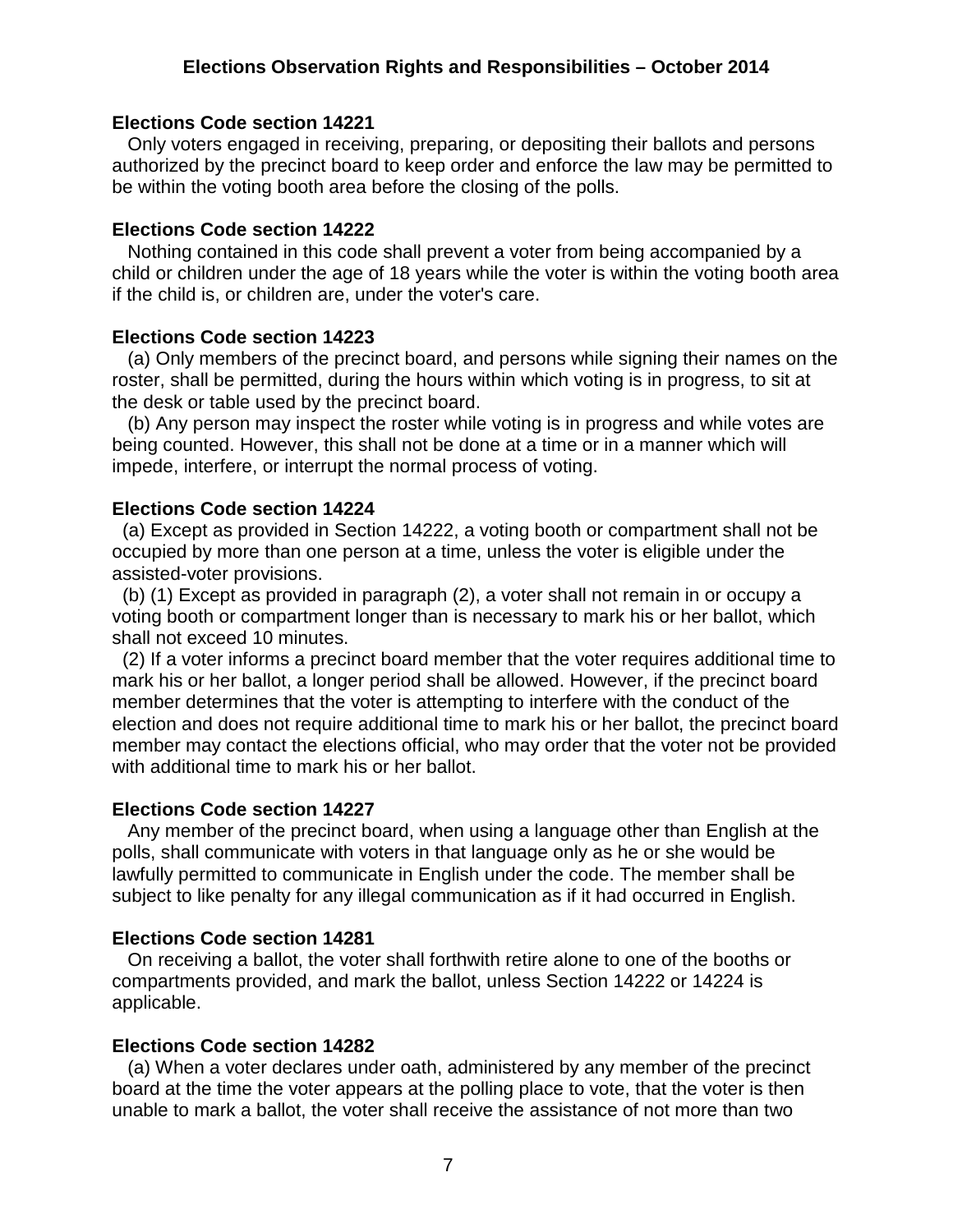**Elections Code section 14221**

Only voters engaged in receiving, preparing, or depositing their ballots and persons authorized by the precinct board to keep order and enforce the law may be permitted to be within the voting booth area before the closing of the polls.

**Elections Code section 14222**

Nothing contained in this code shall prevent a voter from being accompanied by a child or children under the age of 18 years while the voter is within the voting booth area if the child is, or children are, under the voter's care.

**Elections Code section 14223**

(a) Only members of the precinct board, and persons while signing their names on the roster, shall be permitted, during the hours within which voting is in progress, to sit at the desk or table used by the precinct board.

(b) Any person may inspect the roster while voting is in progress and while votes are being counted. However, this shall not be done at a time or in a manner which will impede, interfere, or interrupt the normal process of voting.

**Elections Code section 14224**

(a) Except as provided in Section 14222, a voting booth or compartment shall not be occupied by more than one person at a time, unless the voter is eligible under the assisted-voter provisions.

(b) (1) Except as provided in paragraph (2), a voter shall not remain in or occupy a voting booth or compartment longer than is necessary to mark his or her ballot, which shall not exceed 10 minutes.

(2) If a voter informs a precinct board member that the voter requires additional time to mark his or her ballot, a longer period shall be allowed. However, if the precinct board member determines that the voter is attempting to interfere with the conduct of the election and does not require additional time to mark his or her ballot, the precinct board member may contact the elections official, who may order that the voter not be provided with additional time to mark his or her ballot.

**Elections Code section 14227**

Any member of the precinct board, when using a language other than English at the polls, shall communicate with voters in that language only as he or she would be lawfully permitted to communicate in English under the code. The member shall be subject to like penalty for any illegal communication as if it had occurred in English.

**Elections Code section 14281**

On receiving a ballot, the voter shall forthwith retire alone to one of the booths or compartments provided, and mark the ballot, unless Section 14222 or 14224 is applicable.

**Elections Code section 14282**

(a) When a voter declares under oath, administered by any member of the precinct board at the time the voter appears at the polling place to vote, that the voter is then unable to mark a ballot, the voter shall receive the assistance of not more than two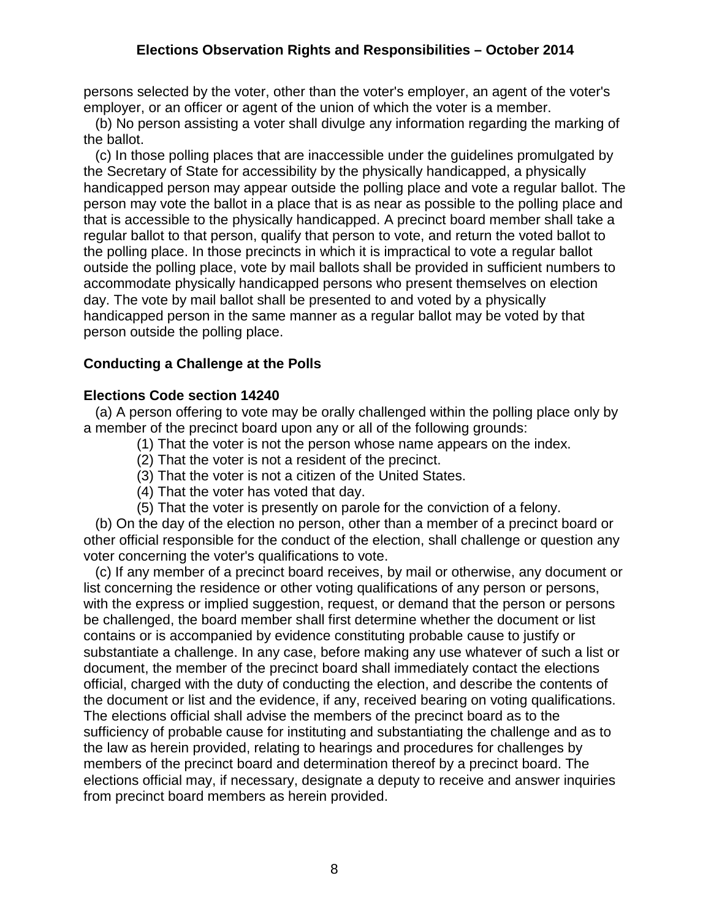persons selected by the voter, other than the voter's employer, an agent of the voter's employer, or an officer or agent of the union of which the voter is a member.

(b) No person assisting a voter shall divulge any information regarding the marking of the ballot.

(c) In those polling places that are inaccessible under the guidelines promulgated by the Secretary of State for accessibility by the physically handicapped, a physically handicapped person may appear outside the polling place and vote a regular ballot. The person may vote the ballot in a place that is as near as possible to the polling place and that is accessible to the physically handicapped. A precinct board member shall take a regular ballot to that person, qualify that person to vote, and return the voted ballot to the polling place. In those precincts in which it is impractical to vote a regular ballot outside the polling place, vote by mail ballots shall be provided in sufficient numbers to accommodate physically handicapped persons who present themselves on election day. The vote by mail ballot shall be presented to and voted by a physically handicapped person in the same manner as a regular ballot may be voted by that person outside the polling place.

### Conducting a Challenge at the Polls

### Elections Code section 14240

(a) A person offering to vote may be orally challenged within the polling place only by a member of the precinct board upon any or all of the following grounds:

(1) That the voter is not the person whose name appears on the index.

(2) That the voter is not a resident of the precinct.

(3) That the voter is not a citizen of the United States.

(4) That the voter has voted that day.

(5) That the voter is presently on parole for the conviction of a felony.

(b) On the day of the election no person, other than a member of a precinct board or other official responsible for the conduct of the election, shall challenge or question any voter concerning the voter's qualifications to vote.

(c) If any member of a precinct board receives, by mail or otherwise, any document or list concerning the residence or other voting qualifications of any person or persons, with the express or implied suggestion, request, or demand that the person or persons be challenged, the board member shall first determine whether the document or list contains or is accompanied by evidence constituting probable cause to justify or substantiate a challenge. In any case, before making any use whatever of such a list or document, the member of the precinct board shall immediately contact the elections official, charged with the duty of conducting the election, and describe the contents of the document or list and the evidence, if any, received bearing on voting qualifications. The elections official shall advise the members of the precinct board as to the sufficiency of probable cause for instituting and substantiating the challenge and as to the law as herein provided, relating to hearings and procedures for challenges by members of the precinct board and determination thereof by a precinct board. The elections official may, if necessary, designate a deputy to receive and answer inquiries from precinct board members as herein provided.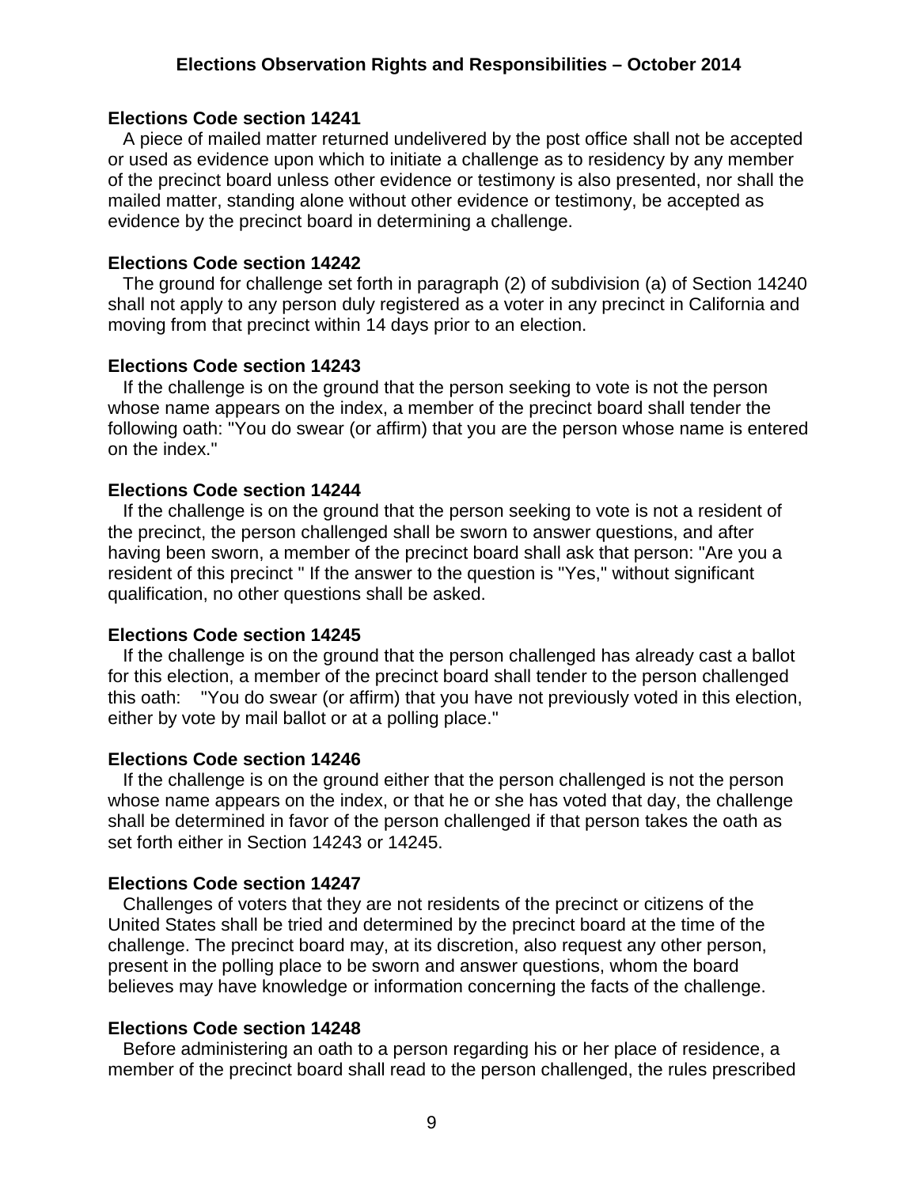**Elections Code section 14241**

A piece of mailed matter returned undelivered by the post office shall not be accepted or used as evidence upon which to initiate a challenge as to residency by any member of the precinct board unless other evidence or testimony is also presented, nor shall the mailed matter, standing alone without other evidence or testimony, be accepted as evidence by the precinct board in determining a challenge.

**Elections Code section 14242**

The ground for challenge set forth in paragraph (2) of subdivision (a) of Section 14240 shall not apply to any person duly registered as a voter in any precinct in California and moving from that precinct within 14 days prior to an election.

**Elections Code section 14243**

If the challenge is on the ground that the person seeking to vote is not the person whose name appears on the index, a member of the precinct board shall tender the following oath: "You do swear (or affirm) that you are the person whose name is entered on the index."

**Elections Code section 14244**

If the challenge is on the ground that the person seeking to vote is not a resident of the precinct, the person challenged shall be sworn to answer questions, and after having been sworn, a member of the precinct board shall ask that person: "Are you a resident of this precinct " If the answer to the question is "Yes," without significant qualification, no other questions shall be asked.

**Elections Code section 14245**

If the challenge is on the ground that the person challenged has already cast a ballot for this election, a member of the precinct board shall tender to the person challenged this oath: "You do swear (or affirm) that you have not previously voted in this election, either by vote by mail ballot or at a polling place."

**Elections Code section 14246**

If the challenge is on the ground either that the person challenged is not the person whose name appears on the index, or that he or she has voted that day, the challenge shall be determined in favor of the person challenged if that person takes the oath as set forth either in Section 14243 or 14245.

**Elections Code section 14247**

Challenges of voters that they are not residents of the precinct or citizens of the United States shall be tried and determined by the precinct board at the time of the challenge. The precinct board may, at its discretion, also request any other person, present in the polling place to be sworn and answer questions, whom the board believes may have knowledge or information concerning the facts of the challenge.

**Elections Code section 14248**

Before administering an oath to a person regarding his or her place of residence, a member of the precinct board shall read to the person challenged, the rules prescribed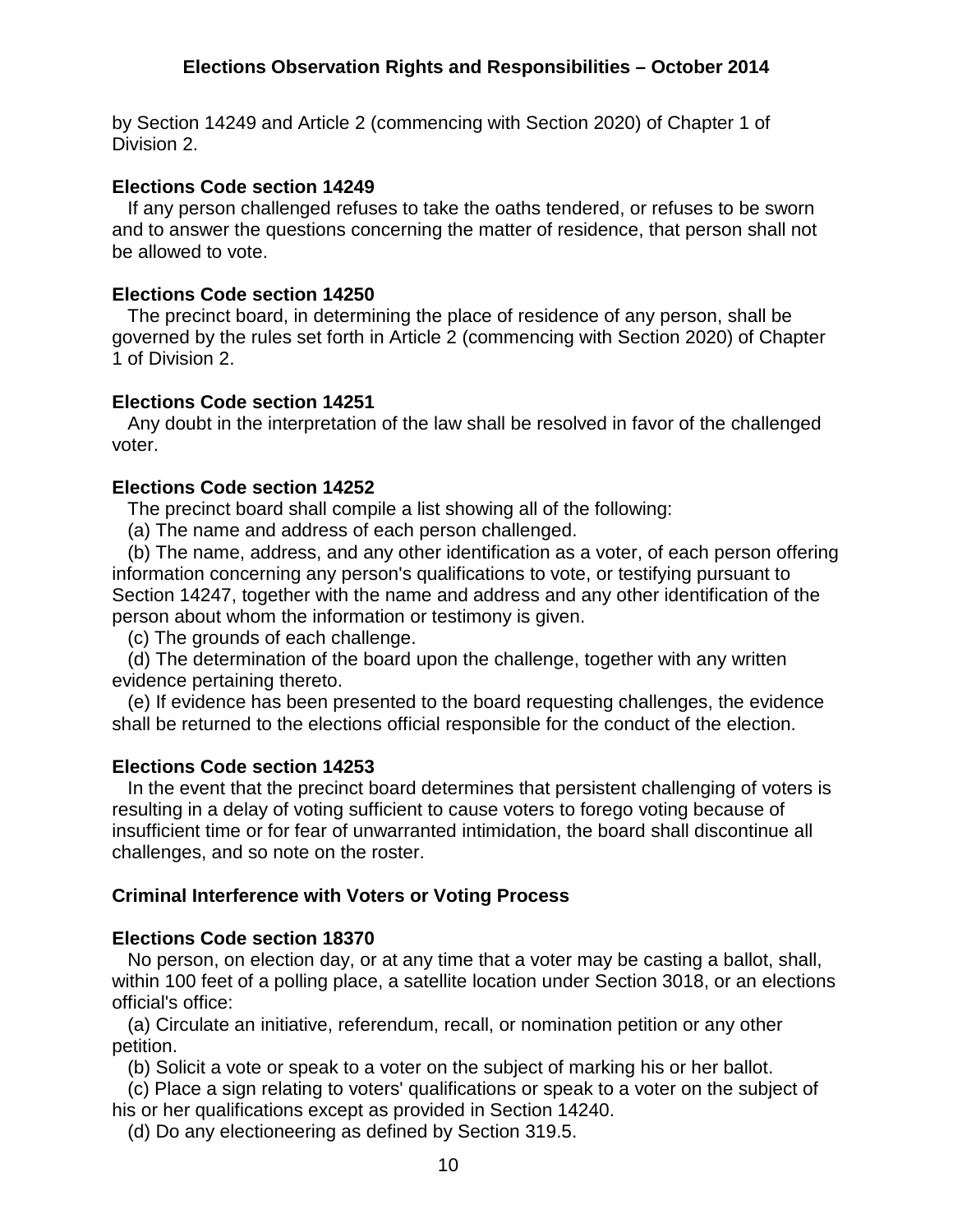by Section 14249 and Article 2 (commencing with Section 2020) of Chapter 1 of Division 2.

**Elections Code section 14249**

If any person challenged refuses to take the oaths tendered, or refuses to be sworn and to answer the questions concerning the matter of residence, that person shall not be allowed to vote.

**Elections Code section 14250**

The precinct board, in determining the place of residence of any person, shall be governed by the rules set forth in Article 2 (commencing with Section 2020) of Chapter 1 of Division 2.

**Elections Code section 14251**

Any doubt in the interpretation of the law shall be resolved in favor of the challenged voter.

**Elections Code section 14252**

The precinct board shall compile a list showing all of the following:

(a) The name and address of each person challenged.

(b) The name, address, and any other identification as a voter, of each person offering information concerning any person's qualifications to vote, or testifying pursuant to Section 14247, together with the name and address and any other identification of the person about whom the information or testimony is given.

(c) The grounds of each challenge.

(d) The determination of the board upon the challenge, together with any written evidence pertaining thereto.

(e) If evidence has been presented to the board requesting challenges, the evidence shall be returned to the elections official responsible for the conduct of the election.

**Elections Code section 14253**

In the event that the precinct board determines that persistent challenging of voters is resulting in a delay of voting sufficient to cause voters to forego voting because of insufficient time or for fear of unwarranted intimidation, the board shall discontinue all challenges, and so note on the roster.

**Criminal Interference with Voters or Voting Process**

**Elections Code section 18370**

No person, on election day, or at any time that a voter may be casting a ballot, shall, within 100 feet of a polling place, a satellite location under Section 3018, or an elections official's office:

(a) Circulate an initiative, referendum, recall, or nomination petition or any other petition.

(b) Solicit a vote or speak to a voter on the subject of marking his or her ballot.

(c) Place a sign relating to voters' qualifications or speak to a voter on the subject of his or her qualifications except as provided in Section 14240.

(d) Do any electioneering as defined by Section 319.5.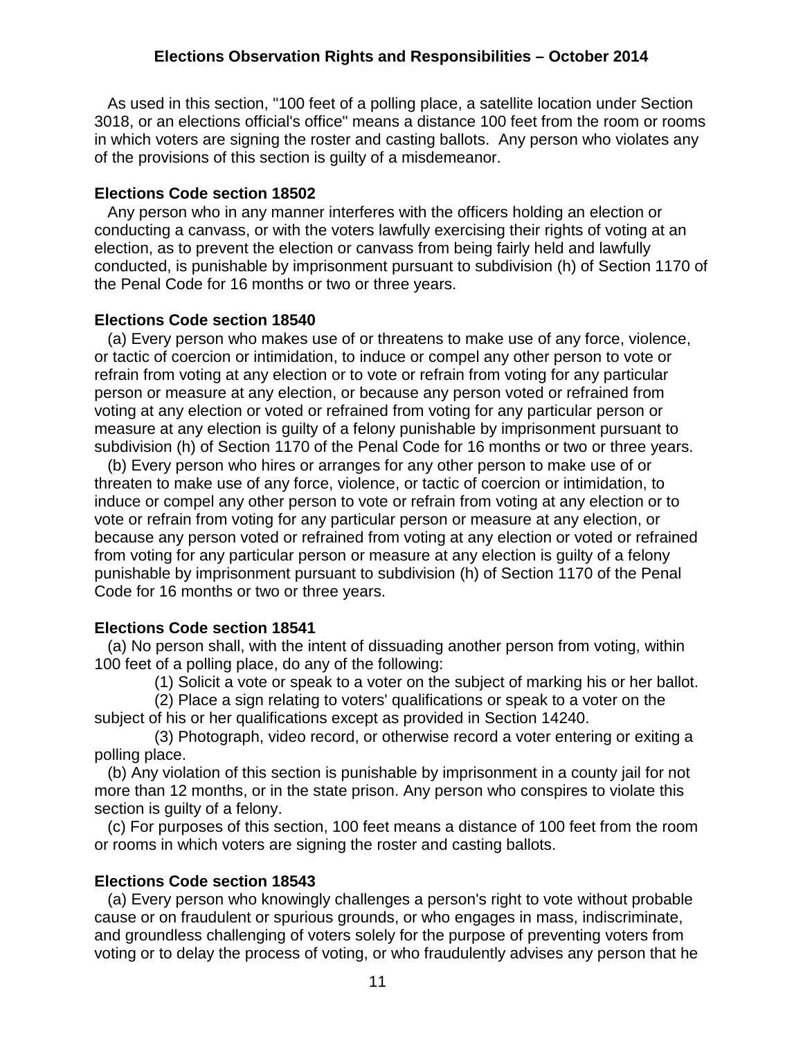As used in this section, "100 feet of a polling place, a satellite location under Section 3018, or an elections official's office" means a distance 100 feet from the room or rooms in which voters are signing the roster and casting ballots. Any person who violates any of the provisions of this section is guilty of a misdemeanor.

**Elections Code section 18502**

Any person who in any manner interferes with the officers holding an election or conducting a canvass, or with the voters lawfully exercising their rights of voting at an election, as to prevent the election or canvass from being fairly held and lawfully conducted, is punishable by imprisonment pursuant to subdivision (h) of Section 1170 of the Penal Code for 16 months or two or three years.

**Elections Code section 18540**

(a) Every person who makes use of or threatens to make use of any force, violence, or tactic of coercion or intimidation, to induce or compel any other person to vote or refrain from voting at any election or to vote or refrain from voting for any particular person or measure at any election, or because any person voted or refrained from voting at any election or voted or refrained from voting for any particular person or measure at any election is guilty of a felony punishable by imprisonment pursuant to subdivision (h) of Section 1170 of the Penal Code for 16 months or two or three years.

(b) Every person who hires or arranges for any other person to make use of or threaten to make use of any force, violence, or tactic of coercion or intimidation, to induce or compel any other person to vote or refrain from voting at any election or to vote or refrain from voting for any particular person or measure at any election, or because any person voted or refrained from voting at any election or voted or refrained from voting for any particular person or measure at any election is guilty of a felony punishable by imprisonment pursuant to subdivision (h) of Section 1170 of the Penal Code for 16 months or two or three years.

**Elections Code section 18541**

(a) No person shall, with the intent of dissuading another person from voting, within 100 feet of a polling place, do any of the following:

(1) Solicit a vote or speak to a voter on the subject of marking his or her ballot.

(2) Place a sign relating to voters' qualifications or speak to a voter on the subject of his or her qualifications except as provided in Section 14240.

(3) Photograph, video record, or otherwise record a voter entering or exiting a polling place.

(b) Any violation of this section is punishable by imprisonment in a county jail for not more than 12 months, or in the state prison. Any person who conspires to violate this section is guilty of a felony.

(c) For purposes of this section, 100 feet means a distance of 100 feet from the room or rooms in which voters are signing the roster and casting ballots.

**Elections Code section 18543**

(a) Every person who knowingly challenges a person's right to vote without probable cause or on fraudulent or spurious grounds, or who engages in mass, indiscriminate, and groundless challenging of voters solely for the purpose of preventing voters from voting or to delay the process of voting, or who fraudulently advises any person that he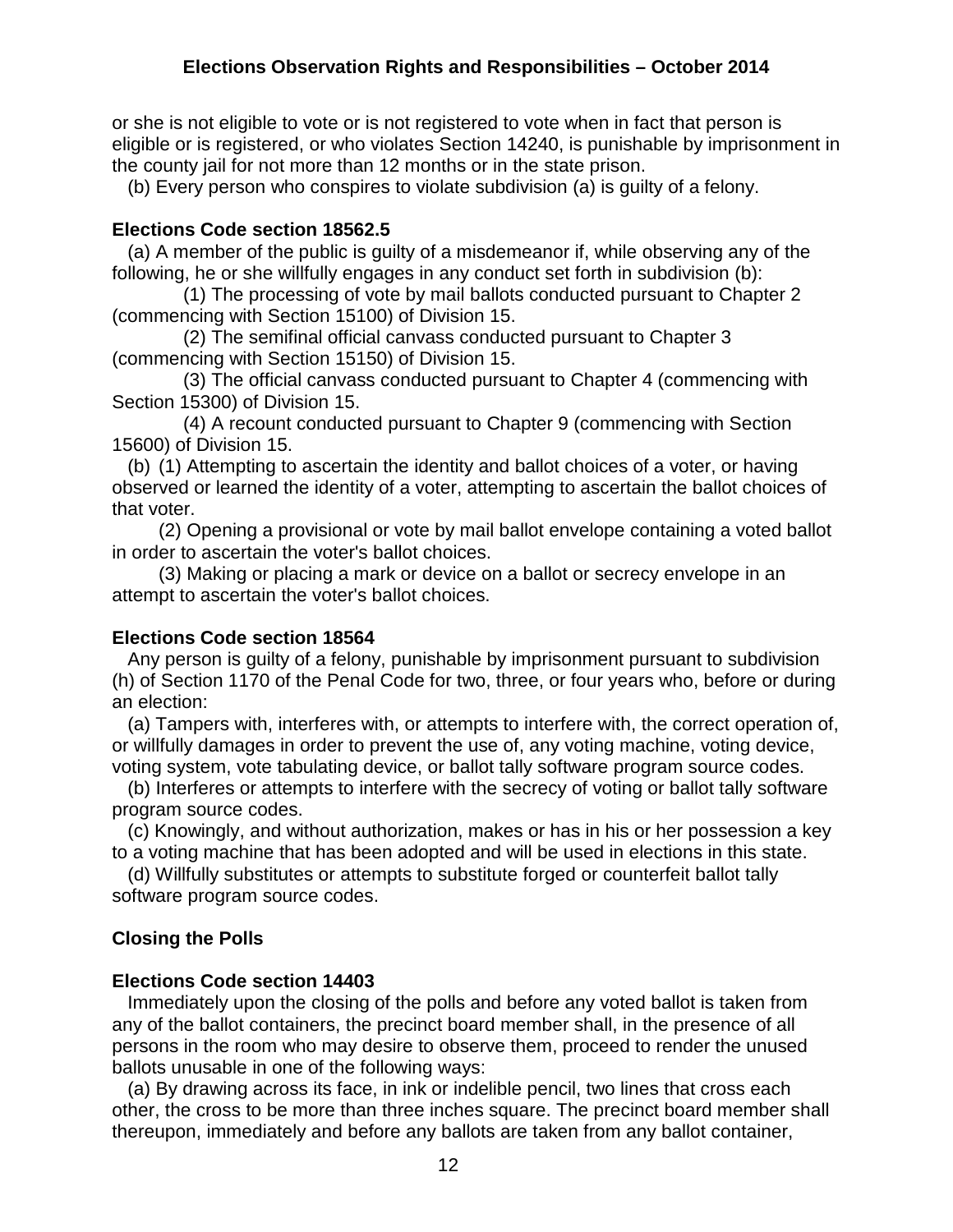or she is not eligible to vote or is not registered to vote when in fact that person is eligible or is registered, or who violates Section 14240, is punishable by imprisonment in the county jail for not more than 12 months or in the state prison.

(b) Every person who conspires to violate subdivision (a) is guilty of a felony.

**Elections Code section 18562.5**

(a) A member of the public is guilty of a misdemeanor if, while observing any of the following, he or she willfully engages in any conduct set forth in subdivision (b):

(1) The processing of vote by mail ballots conducted pursuant to Chapter 2 (commencing with Section 15100) of Division 15.

(2) The semifinal official canvass conducted pursuant to Chapter 3 (commencing with Section 15150) of Division 15.

(3) The official canvass conducted pursuant to Chapter 4 (commencing with Section 15300) of Division 15.

(4) A recount conducted pursuant to Chapter 9 (commencing with Section 15600) of Division 15.

(b) (1) Attempting to ascertain the identity and ballot choices of a voter, or having observed or learned the identity of a voter, attempting to ascertain the ballot choices of that voter.

(2) Opening a provisional or vote by mail ballot envelope containing a voted ballot in order to ascertain the voter's ballot choices.

(3) Making or placing a mark or device on a ballot or secrecy envelope in an attempt to ascertain the voter's ballot choices.

**Elections Code section 18564**

Any person is guilty of a felony, punishable by imprisonment pursuant to subdivision (h) of Section 1170 of the Penal Code for two, three, or four years who, before or during an election:

(a) Tampers with, interferes with, or attempts to interfere with, the correct operation of, or willfully damages in order to prevent the use of, any voting machine, voting device, voting system, vote tabulating device, or ballot tally software program source codes.

(b) Interferes or attempts to interfere with the secrecy of voting or ballot tally software program source codes.

(c) Knowingly, and without authorization, makes or has in his or her possession a key to a voting machine that has been adopted and will be used in elections in this state.

(d) Willfully substitutes or attempts to substitute forged or counterfeit ballot tally software program source codes.

**Closing the Polls**

**Elections Code section 14403**

Immediately upon the closing of the polls and before any voted ballot is taken from any of the ballot containers, the precinct board member shall, in the presence of all persons in the room who may desire to observe them, proceed to render the unused ballots unusable in one of the following ways:

(a) By drawing across its face, in ink or indelible pencil, two lines that cross each other, the cross to be more than three inches square. The precinct board member shall thereupon, immediately and before any ballots are taken from any ballot container,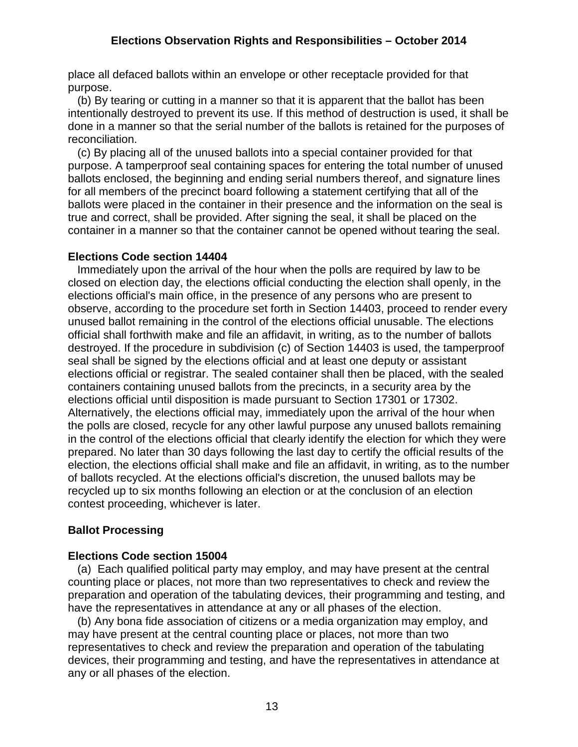place all defaced ballots within an envelope or other receptacle provided for that purpose.

(b) By tearing or cutting in a manner so that it is apparent that the ballot has been intentionally destroyed to prevent its use. If this method of destruction is used, it shall be done in a manner so that the serial number of the ballots is retained for the purposes of reconciliation.

(c) By placing all of the unused ballots into a special container provided for that purpose. A tamperproof seal containing spaces for entering the total number of unused ballots enclosed, the beginning and ending serial numbers thereof, and signature lines for all members of the precinct board following a statement certifying that all of the ballots were placed in the container in their presence and the information on the seal is true and correct, shall be provided. After signing the seal, it shall be placed on the container in a manner so that the container cannot be opened without tearing the seal.

**Elections Code section 14404**

Immediately upon the arrival of the hour when the polls are required by law to be closed on election day, the elections official conducting the election shall openly, in the elections official's main office, in the presence of any persons who are present to observe, according to the procedure set forth in Section 14403, proceed to render every unused ballot remaining in the control of the elections official unusable. The elections official shall forthwith make and file an affidavit, in writing, as to the number of ballots destroyed. If the procedure in subdivision (c) of Section 14403 is used, the tamperproof seal shall be signed by the elections official and at least one deputy or assistant elections official or registrar. The sealed container shall then be placed, with the sealed containers containing unused ballots from the precincts, in a security area by the elections official until disposition is made pursuant to Section 17301 or 17302. Alternatively, the elections official may, immediately upon the arrival of the hour when the polls are closed, recycle for any other lawful purpose any unused ballots remaining in the control of the elections official that clearly identify the election for which they were prepared. No later than 30 days following the last day to certify the official results of the election, the elections official shall make and file an affidavit, in writing, as to the number of ballots recycled. At the elections official's discretion, the unused ballots may be recycled up to six months following an election or at the conclusion of an election contest proceeding, whichever is later.

**Ballot Processing**

**Elections Code section 15004**

(a) Each qualified political party may employ, and may have present at the central counting place or places, not more than two representatives to check and review the preparation and operation of the tabulating devices, their programming and testing, and have the representatives in attendance at any or all phases of the election.

(b) Any bona fide association of citizens or a media organization may employ, and may have present at the central counting place or places, not more than two representatives to check and review the preparation and operation of the tabulating devices, their programming and testing, and have the representatives in attendance at any or all phases of the election.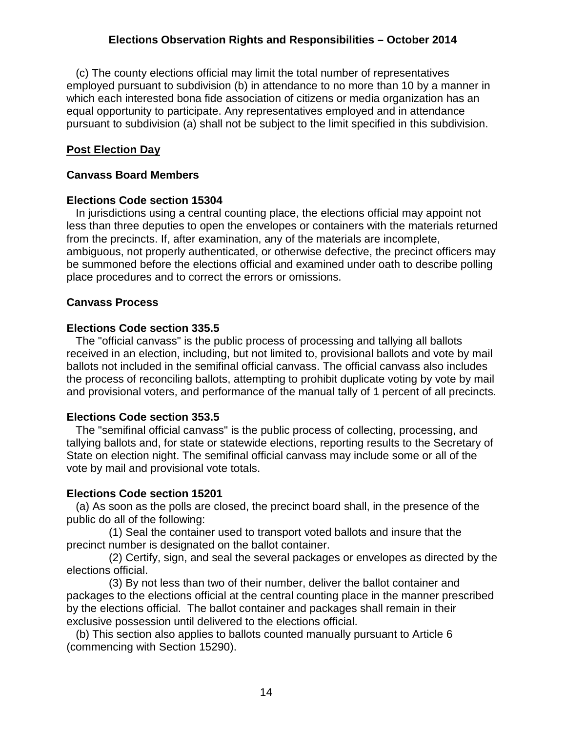(c) The county elections official may limit the total number of representatives employed pursuant to subdivision (b) in attendance to no more than 10 by a manner in which each interested bona fide association of citizens or media organization has an equal opportunity to participate. Any representatives employed and in attendance pursuant to subdivision (a) shall not be subject to the limit specified in this subdivision.

## Post Election Day

### Canvass Board Members

**Elections Code section 15304**

In jurisdictions using a central counting place, the elections official may appoint not less than three deputies to open the envelopes or containers with the materials returned from the precincts. If, after examination, any of the materials are incomplete, ambiguous, not properly authenticated, or otherwise defective, the precinct officers may be summoned before the elections official and examined under oath to describe polling place procedures and to correct the errors or omissions.

### Canvass Process

**Elections Code section 335.5**

The "official canvass" is the public process of processing and tallying all ballots received in an election, including, but not limited to, provisional ballots and vote by mail ballots not included in the semifinal official canvass. The official canvass also includes the process of reconciling ballots, attempting to prohibit duplicate voting by vote by mail and provisional voters, and performance of the manual tally of 1 percent of all precincts.

**Elections Code section 353.5**

The "semifinal official canvass" is the public process of collecting, processing, and tallying ballots and, for state or statewide elections, reporting results to the Secretary of State on election night. The semifinal official canvass may include some or all of the vote by mail and provisional vote totals.

**Elections Code section 15201**

(a) As soon as the polls are closed, the precinct board shall, in the presence of the public do all of the following:

(1) Seal the container used to transport voted ballots and insure that the precinct number is designated on the ballot container.

(2) Certify, sign, and seal the several packages or envelopes as directed by the elections official.

(3) By not less than two of their number, deliver the ballot container and packages to the elections official at the central counting place in the manner prescribed by the elections official. The ballot container and packages shall remain in their exclusive possession until delivered to the elections official.

(b) This section also applies to ballots counted manually pursuant to Article 6 (commencing with Section 15290).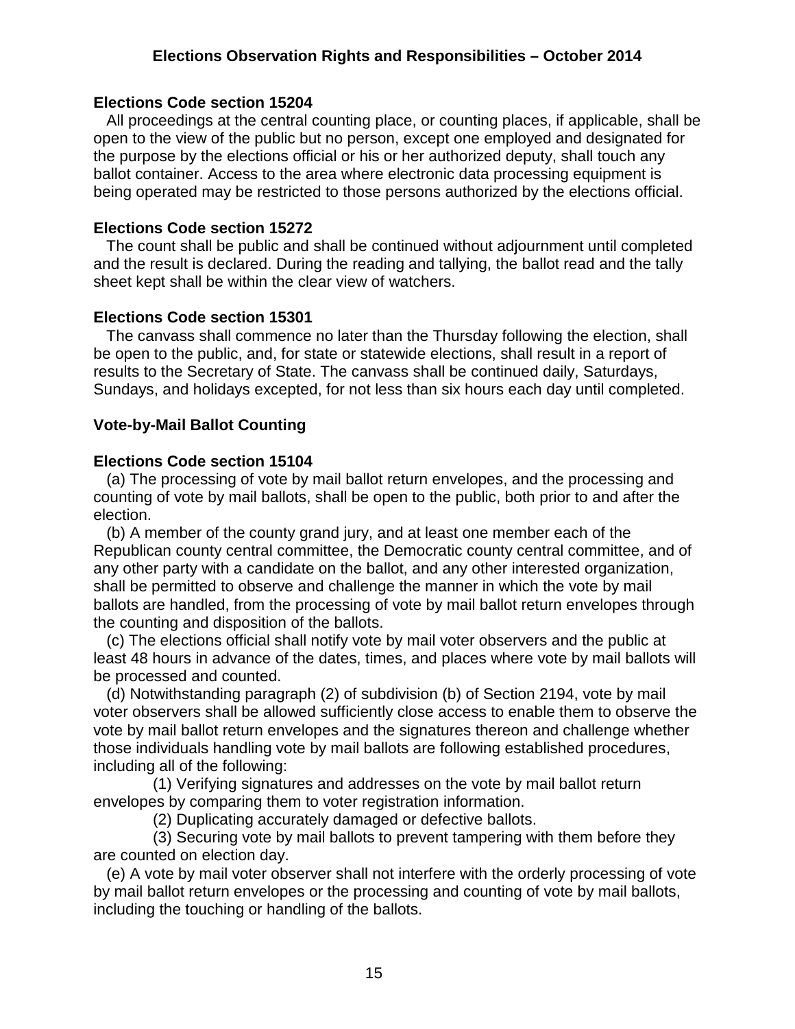**Elections Code section 15204**

All proceedings at the central counting place, or counting places, if applicable, shall be open to the view of the public but no person, except one employed and designated for the purpose by the elections official or his or her authorized deputy, shall touch any ballot container. Access to the area where electronic data processing equipment is being operated may be restricted to those persons authorized by the elections official.

**Elections Code section 15272**

The count shall be public and shall be continued without adjournment until completed and the result is declared. During the reading and tallying, the ballot read and the tally sheet kept shall be within the clear view of watchers.

**Elections Code section 15301**

The canvass shall commence no later than the Thursday following the election, shall be open to the public, and, for state or statewide elections, shall result in a report of results to the Secretary of State. The canvass shall be continued daily, Saturdays, Sundays, and holidays excepted, for not less than six hours each day until completed.

**Vote-by-Mail Ballot Counting**

**Elections Code section 15104**

(a) The processing of vote by mail ballot return envelopes, and the processing and counting of vote by mail ballots, shall be open to the public, both prior to and after the election.

(b) A member of the county grand jury, and at least one member each of the Republican county central committee, the Democratic county central committee, and of any other party with a candidate on the ballot, and any other interested organization, shall be permitted to observe and challenge the manner in which the vote by mail ballots are handled, from the processing of vote by mail ballot return envelopes through the counting and disposition of the ballots.

(c) The elections official shall notify vote by mail voter observers and the public at least 48 hours in advance of the dates, times, and places where vote by mail ballots will be processed and counted.

(d) Notwithstanding paragraph (2) of subdivision (b) of Section 2194, vote by mail voter observers shall be allowed sufficiently close access to enable them to observe the vote by mail ballot return envelopes and the signatures thereon and challenge whether those individuals handling vote by mail ballots are following established procedures, including all of the following:

(1) Verifying signatures and addresses on the vote by mail ballot return envelopes by comparing them to voter registration information.

(2) Duplicating accurately damaged or defective ballots.

(3) Securing vote by mail ballots to prevent tampering with them before they are counted on election day.

(e) A vote by mail voter observer shall not interfere with the orderly processing of vote by mail ballot return envelopes or the processing and counting of vote by mail ballots, including the touching or handling of the ballots.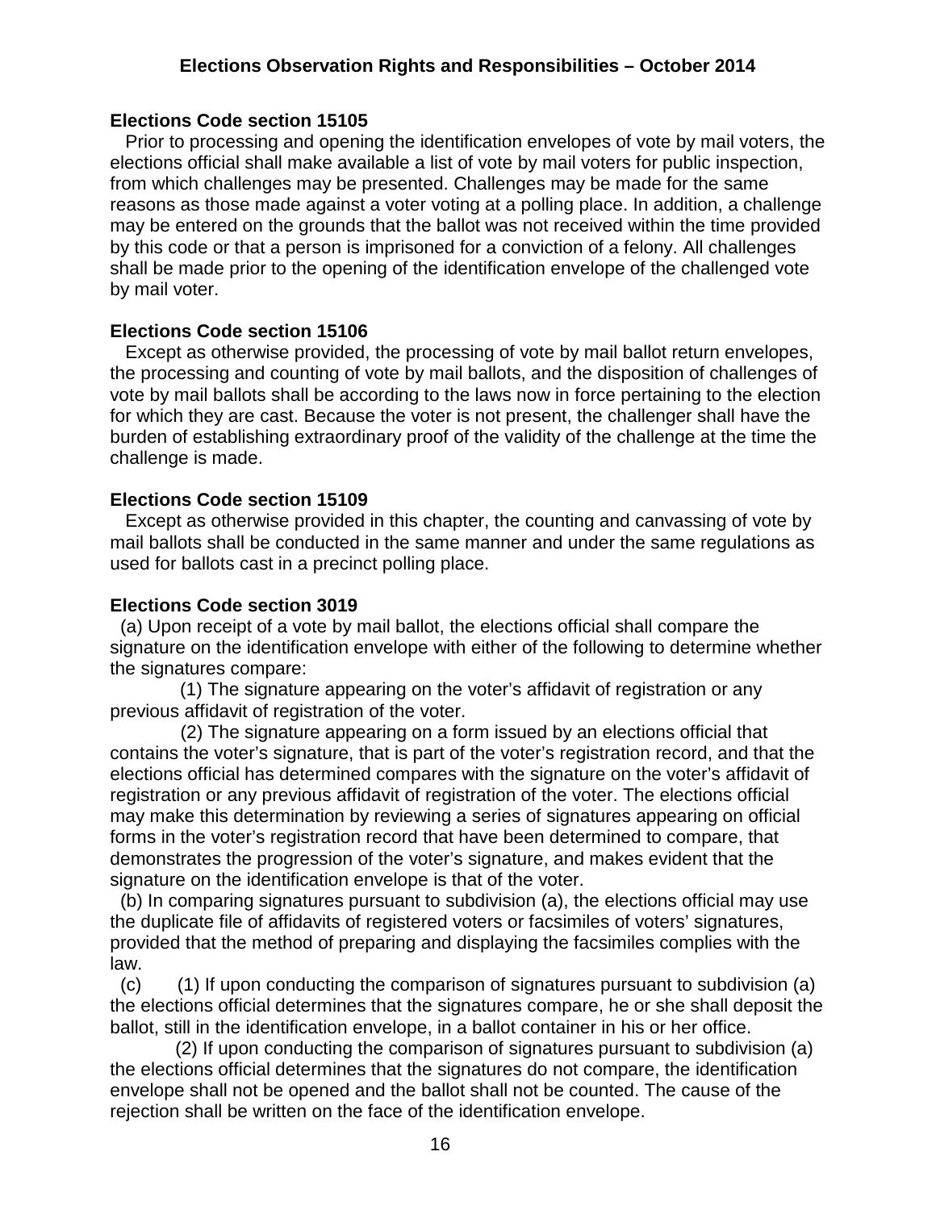**Elections Code section 15105**

Prior to processing and opening the identification envelopes of vote by mail voters, the elections official shall make available a list of vote by mail voters for public inspection, from which challenges may be presented. Challenges may be made for the same reasons as those made against a voter voting at a polling place. In addition, a challenge may be entered on the grounds that the ballot was not received within the time provided by this code or that a person is imprisoned for a conviction of a felony. All challenges shall be made prior to the opening of the identification envelope of the challenged vote by mail voter.

**Elections Code section 15106**

Except as otherwise provided, the processing of vote by mail ballot return envelopes, the processing and counting of vote by mail ballots, and the disposition of challenges of vote by mail ballots shall be according to the laws now in force pertaining to the election for which they are cast. Because the voter is not present, the challenger shall have the burden of establishing extraordinary proof of the validity of the challenge at the time the challenge is made.

**Elections Code section 15109**

Except as otherwise provided in this chapter, the counting and canvassing of vote by mail ballots shall be conducted in the same manner and under the same regulations as used for ballots cast in a precinct polling place.

**Elections Code section 3019**

(a) Upon receipt of a vote by mail ballot, the elections official shall compare the signature on the identification envelope with either of the following to determine whether the signatures compare:

(1) The signature appearing on the voter's affidavit of registration or any previous affidavit of registration of the voter.

(2) The signature appearing on a form issued by an elections official that contains the voter's signature, that is part of the voter's registration record, and that the elections official has determined compares with the signature on the voter's affidavit of registration or any previous affidavit of registration of the voter. The elections official may make this determination by reviewing a series of signatures appearing on official forms in the voter's registration record that have been determined to compare, that demonstrates the progression of the voter's signature, and makes evident that the signature on the identification envelope is that of the voter.

(b) In comparing signatures pursuant to subdivision (a), the elections official may use the duplicate file of affidavits of registered voters or facsimiles of voters' signatures, provided that the method of preparing and displaying the facsimiles complies with the law.

(c) (1) If upon conducting the comparison of signatures pursuant to subdivision (a) the elections official determines that the signatures compare, he or she shall deposit the ballot, still in the identification envelope, in a ballot container in his or her office.

(2) If upon conducting the comparison of signatures pursuant to subdivision (a) the elections official determines that the signatures do not compare, the identification envelope shall not be opened and the ballot shall not be counted. The cause of the rejection shall be written on the face of the identification envelope.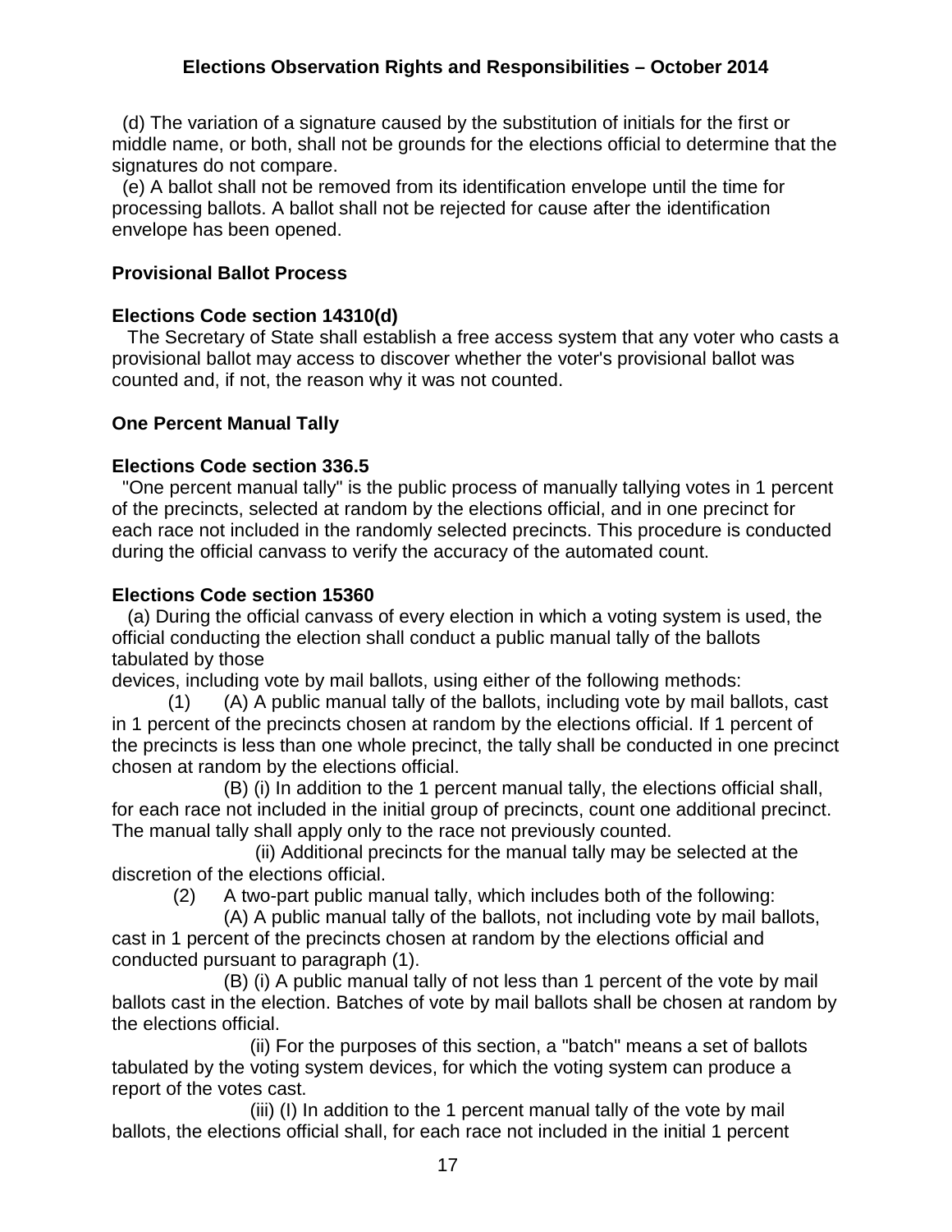(d) The variation of a signature caused by the substitution of initials for the first or middle name, or both, shall not be grounds for the elections official to determine that the signatures do not compare.

(e) A ballot shall not be removed from its identification envelope until the time for processing ballots. A ballot shall not be rejected for cause after the identification envelope has been opened.

**Provisional Ballot Process**

**Elections Code section 14310(d)**

The Secretary of State shall establish a free access system that any voter who casts a provisional ballot may access to discover whether the voter's provisional ballot was counted and, if not, the reason why it was not counted.

**One Percent Manual Tally**

**Elections Code section 336.5**

"One percent manual tally" is the public process of manually tallying votes in 1 percent of the precincts, selected at random by the elections official, and in one precinct for each race not included in the randomly selected precincts. This procedure is conducted during the official canvass to verify the accuracy of the automated count.

**Elections Code section 15360**

(a) During the official canvass of every election in which a voting system is used, the official conducting the election shall conduct a public manual tally of the ballots tabulated by those devices, including vote by mail ballots, using either of the following methods:

(1) (A) A public manual tally of the ballots, including vote by mail ballots, cast in 1 percent of the precincts chosen at random by the elections official. If 1 percent of the precincts is less than one whole precinct, the tally shall be conducted in one precinct chosen at random by the elections official.

(B) (i) In addition to the 1 percent manual tally, the elections official shall, for each race not included in the initial group of precincts, count one additional precinct. The manual tally shall apply only to the race not previously counted.

(ii) Additional precincts for the manual tally may be selected at the discretion of the elections official.

(2) A two-part public manual tally, which includes both of the following:

(A) A public manual tally of the ballots, not including vote by mail ballots, cast in 1 percent of the precincts chosen at random by the elections official and conducted pursuant to paragraph (1).

(B) (i) A public manual tally of not less than 1 percent of the vote by mail ballots cast in the election. Batches of vote by mail ballots shall be chosen at random by the elections official.

(ii) For the purposes of this section, a "batch" means a set of ballots tabulated by the voting system devices, for which the voting system can produce a report of the votes cast.

(iii) (I) In addition to the 1 percent manual tally of the vote by mail ballots, the elections official shall, for each race not included in the initial 1 percent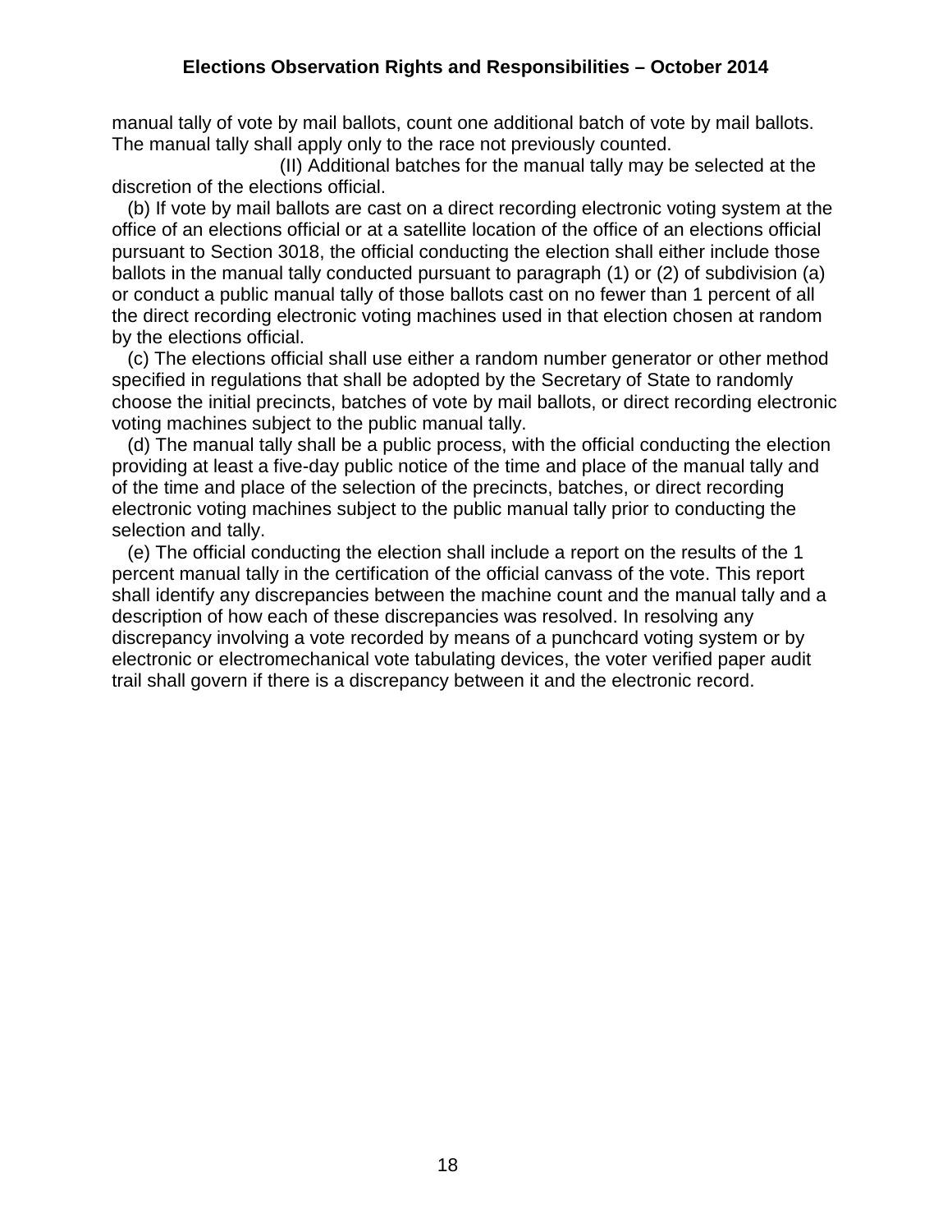manual tally of vote by mail ballots, count one additional batch of vote by mail ballots. The manual tally shall apply only to the race not previously counted.

(II) Additional batches for the manual tally may be selected at the discretion of the elections official.

(b) If vote by mail ballots are cast on a direct recording electronic voting system at the office of an elections official or at a satellite location of the office of an elections official pursuant to Section 3018, the official conducting the election shall either include those ballots in the manual tally conducted pursuant to paragraph (1) or (2) of subdivision (a) or conduct a public manual tally of those ballots cast on no fewer than 1 percent of all the direct recording electronic voting machines used in that election chosen at random by the elections official.

(c) The elections official shall use either a random number generator or other method specified in regulations that shall be adopted by the Secretary of State to randomly choose the initial precincts, batches of vote by mail ballots, or direct recording electronic voting machines subject to the public manual tally.

(d) The manual tally shall be a public process, with the official conducting the election providing at least a five-day public notice of the time and place of the manual tally and of the time and place of the selection of the precincts, batches, or direct recording electronic voting machines subject to the public manual tally prior to conducting the selection and tally.

(e) The official conducting the election shall include a report on the results of the 1 percent manual tally in the certification of the official canvass of the vote. This report shall identify any discrepancies between the machine count and the manual tally and a description of how each of these discrepancies was resolved. In resolving any discrepancy involving a vote recorded by means of a punchcard voting system or by electronic or electromechanical vote tabulating devices, the voter verified paper audit trail shall govern if there is a discrepancy between it and the electronic record.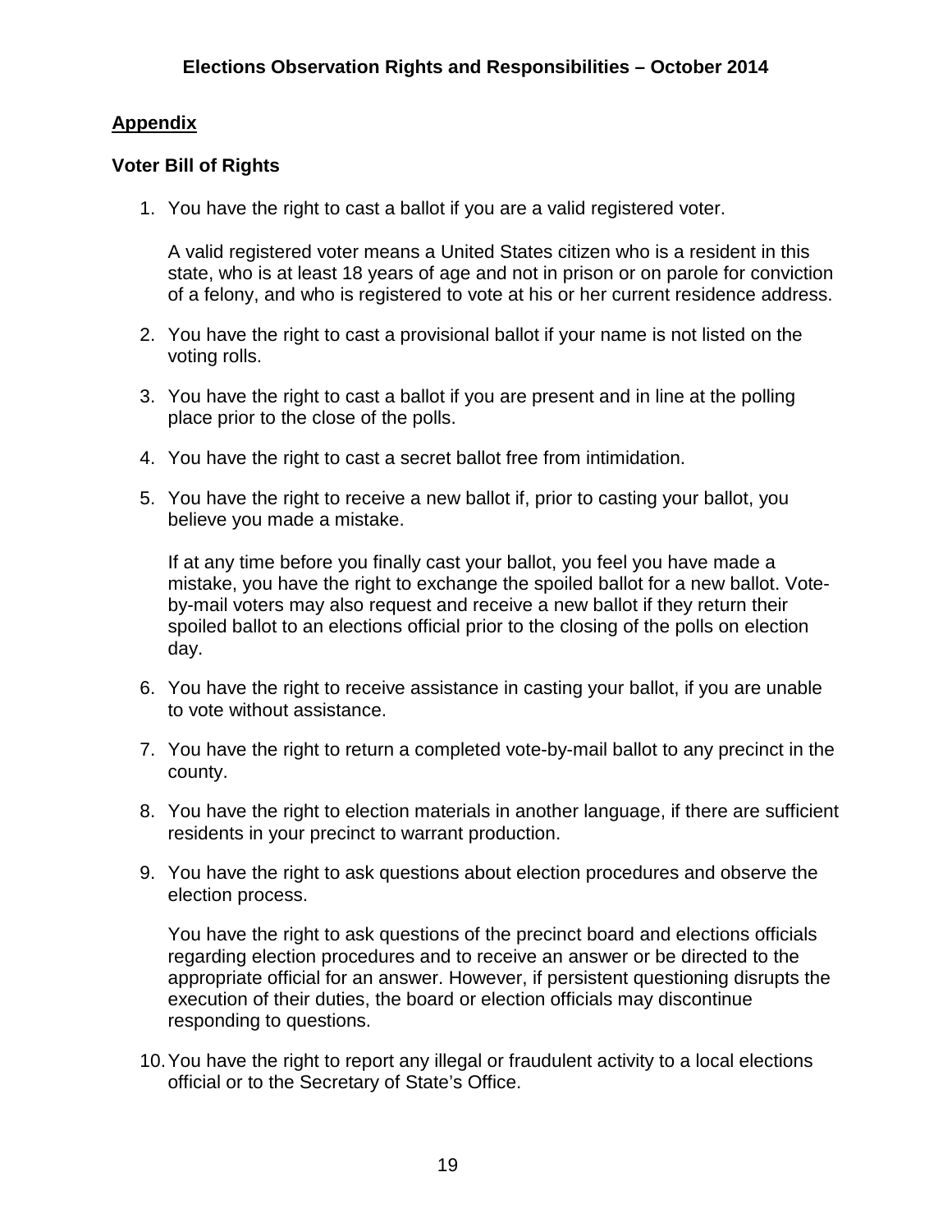## Appendix

### Voter Bill of Rights

1. You have the right to cast a ballot if you are a valid registered voter.

   A valid registered voter means a United States citizen who is a resident in this state, who is at least 18 years of age and not in prison or on parole for conviction of a felony, and who is registered to vote at his or her current residence address.

2. You have the right to cast a provisional ballot if your name is not listed on the voting rolls.

3. You have the right to cast a ballot if you are present and in line at the polling place prior to the close of the polls.

4. You have the right to cast a secret ballot free from intimidation.

5. You have the right to receive a new ballot if, prior to casting your ballot, you believe you made a mistake.

   If at any time before you finally cast your ballot, you feel you have made a mistake, you have the right to exchange the spoiled ballot for a new ballot. Vote-by-mail voters may also request and receive a new ballot if they return their spoiled ballot to an elections official prior to the closing of the polls on election day.

6. You have the right to receive assistance in casting your ballot, if you are unable to vote without assistance.

7. You have the right to return a completed vote-by-mail ballot to any precinct in the county.

8. You have the right to election materials in another language, if there are sufficient residents in your precinct to warrant production.

9. You have the right to ask questions about election procedures and observe the election process.

   You have the right to ask questions of the precinct board and elections officials regarding election procedures and to receive an answer or be directed to the appropriate official for an answer. However, if persistent questioning disrupts the execution of their duties, the board or election officials may discontinue responding to questions.

10. You have the right to report any illegal or fraudulent activity to a local elections official or to the Secretary of State's Office.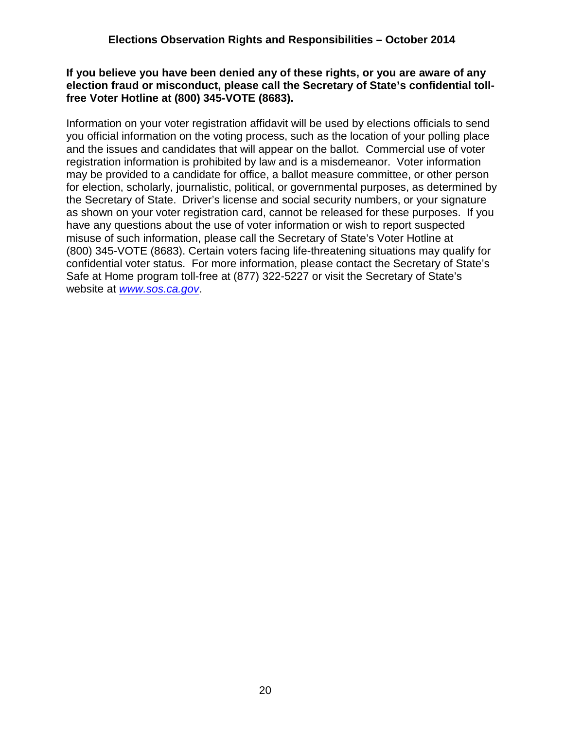**If you believe you have been denied any of these rights, or you are aware of any election fraud or misconduct, please call the Secretary of State's confidential toll-free Voter Hotline at (800) 345-VOTE (8683).**

Information on your voter registration affidavit will be used by elections officials to send you official information on the voting process, such as the location of your polling place and the issues and candidates that will appear on the ballot. Commercial use of voter registration information is prohibited by law and is a misdemeanor. Voter information may be provided to a candidate for office, a ballot measure committee, or other person for election, scholarly, journalistic, political, or governmental purposes, as determined by the Secretary of State. Driver's license and social security numbers, or your signature as shown on your voter registration card, cannot be released for these purposes. If you have any questions about the use of voter information or wish to report suspected misuse of such information, please call the Secretary of State's Voter Hotline at (800) 345-VOTE (8683). Certain voters facing life-threatening situations may qualify for confidential voter status. For more information, please contact the Secretary of State's Safe at Home program toll-free at (877) 322-5227 or visit the Secretary of State's website at *www.sos.ca.gov*.